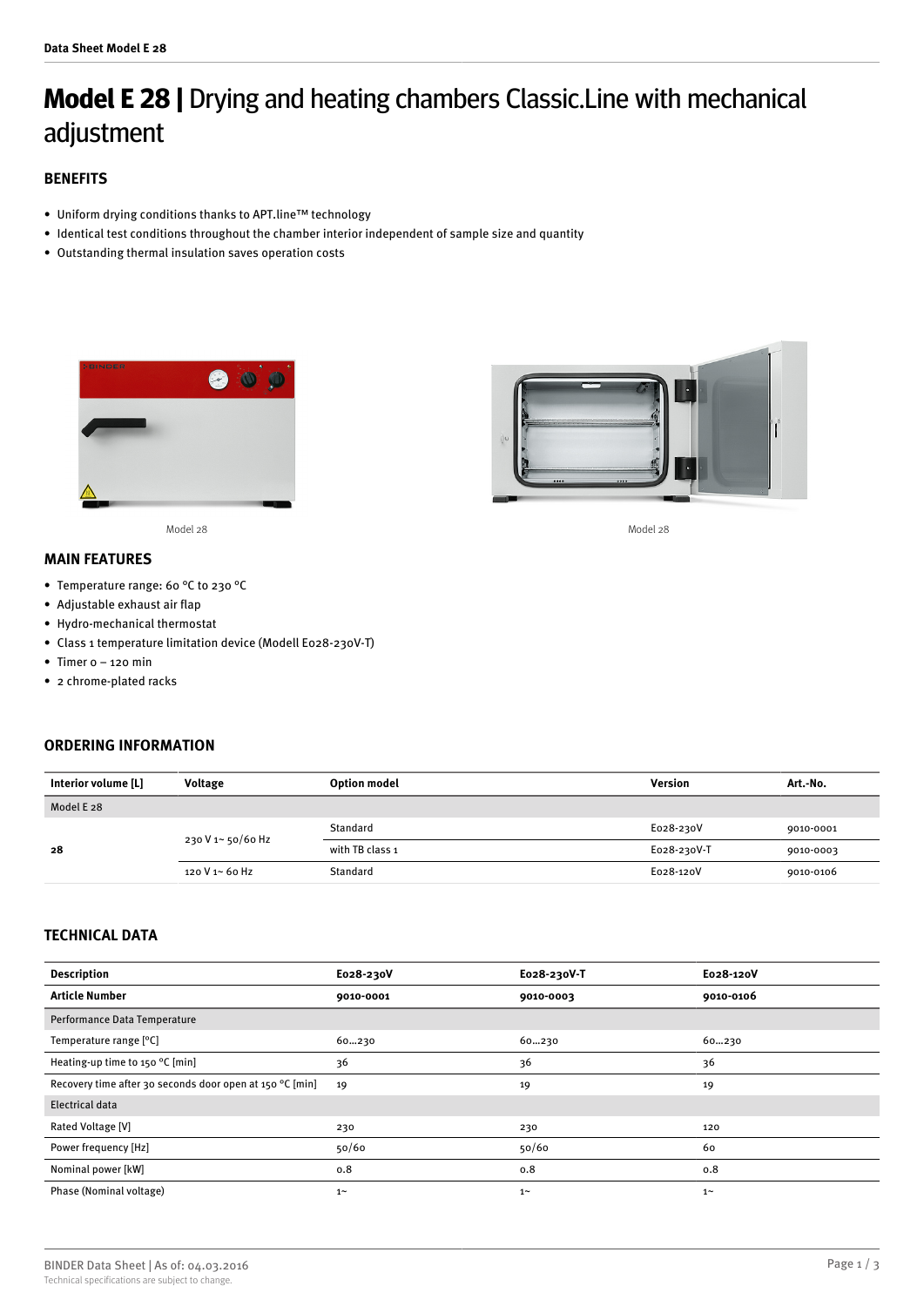# Model E 28 | Drying and heating chambers Classic.Line with mechanical adjustment

## BENEFITS

- Uniform drying conditions thanks to APT.line™ technology
- Identical test conditions throughout the chamber interior independent of sample size and quantity
- Outstanding thermal insulation saves operation costs

Model 28

Model 28

## MAIN FEATURES

- Temperature range: 60 °C to 230 °C
- Adjustable exhaust air flap
- Hydro-mechanical thermostat
- Class 1 temperature limitation device (Modell E028-230V-T)
- Timer 0 – 120 min
- 2 chrome-plated racks

## ORDERING INFORMATION

| Interior volume [L] | Voltage | Option model | Version | Art.-No. |
|---|---|---|---|---|
| Model E 28 | | | | |
| 28 | 230 V 1~ 50/60 Hz | Standard | E028-230V | 9010-0001 |
| | | with TB class 1 | E028-230V-T | 9010-0003 |
| | 120 V 1~ 60 Hz | Standard | E028-120V | 9010-0106 |

## TECHNICAL DATA

| Description | E028-230V | E028-230V-T | E028-120V |
|---|---|---|---|
| **Article Number** | **9010-0001** | **9010-0003** | **9010-0106** |
| Performance Data Temperature | | | |
| Temperature range [°C] | 60...230 | 60...230 | 60...230 |
| Heating-up time to 150 °C [min] | 36 | 36 | 36 |
| Recovery time after 30 seconds door open at 150 °C [min] | 19 | 19 | 19 |
| Electrical data | | | |
| Rated Voltage [V] | 230 | 230 | 120 |
| Power frequency [Hz] | 50/60 | 50/60 | 60 |
| Nominal power [kW] | 0.8 | 0.8 | 0.8 |
| Phase (Nominal voltage) | 1~ | 1~ | 1~ |

BINDER Data Sheet | As of: 04.03.2016
Technical specifications are subject to change.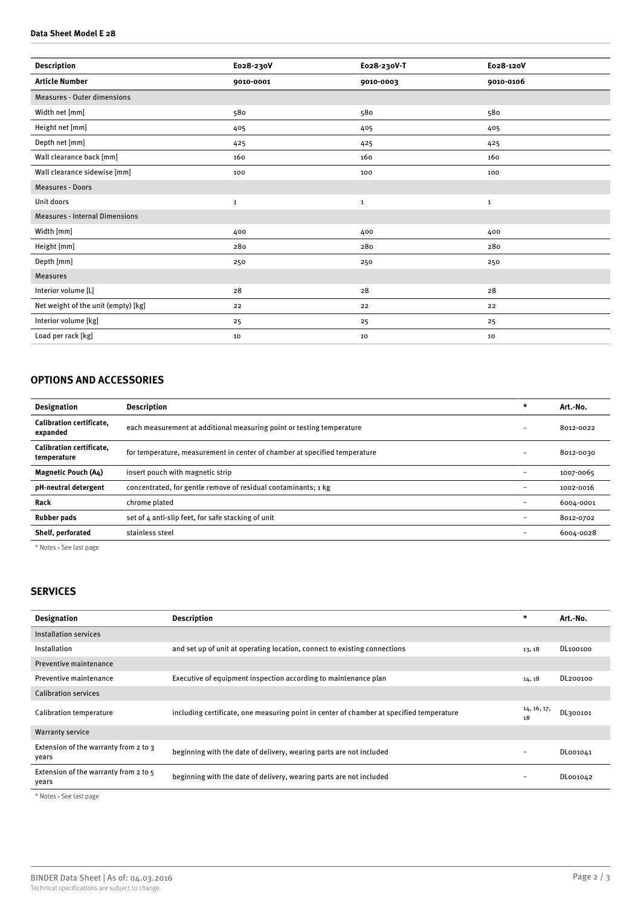| Description | E028-230V | E028-230V-T | E028-120V |
| --- | --- | --- | --- |
| **Article Number** | **9010-0001** | **9010-0003** | **9010-0106** |
| Measures - Outer dimensions | | | |
| Width net [mm] | 580 | 580 | 580 |
| Height net [mm] | 405 | 405 | 405 |
| Depth net [mm] | 425 | 425 | 425 |
| Wall clearance back [mm] | 160 | 160 | 160 |
| Wall clearance sidewise [mm] | 100 | 100 | 100 |
| Measures - Doors | | | |
| Unit doors | 1 | 1 | 1 |
| Measures - Internal Dimensions | | | |
| Width [mm] | 400 | 400 | 400 |
| Height [mm] | 280 | 280 | 280 |
| Depth [mm] | 250 | 250 | 250 |
| Measures | | | |
| Interior volume [L] | 28 | 28 | 28 |
| Net weight of the unit (empty) [kg] | 22 | 22 | 22 |
| Interior volume [kg] | 25 | 25 | 25 |
| Load per rack [kg] | 10 | 10 | 10 |

## OPTIONS AND ACCESSORIES

| Designation | Description | * | Art.-No. |
| --- | --- | --- | --- |
| **Calibration certificate, expanded** | each measurement at additional measuring point or testing temperature | – | 8012-0022 |
| **Calibration certificate, temperature** | for temperature, measurement in center of chamber at specified temperature | – | 8012-0030 |
| **Magnetic Pouch (A4)** | insert pouch with magnetic strip | – | 1007-0065 |
| **pH-neutral detergent** | concentrated, for gentle remove of residual contaminants; 1 kg | – | 1002-0016 |
| **Rack** | chrome plated | – | 6004-0001 |
| **Rubber pads** | set of 4 anti-slip feet, for safe stacking of unit | – | 8012-0702 |
| **Shelf, perforated** | stainless steel | – | 6004-0028 |

* Notes › See last page

## SERVICES

| Designation | Description | * | Art.-No. |
| --- | --- | --- | --- |
| Installation services | | | |
| Installation | and set up of unit at operating location, connect to existing connections | 13, 18 | DL100100 |
| Preventive maintenance | | | |
| Preventive maintenance | Executive of equipment inspection according to maintenance plan | 14, 18 | DL200100 |
| Calibration services | | | |
| Calibration temperature | including certificate, one measuring point in center of chamber at specified temperature | 14, 16, 17, 18 | DL300101 |
| Warranty service | | | |
| Extension of the warranty from 2 to 3 years | beginning with the date of delivery, wearing parts are not included | – | DL001041 |
| Extension of the warranty from 2 to 5 years | beginning with the date of delivery, wearing parts are not included | – | DL001042 |

* Notes › See last page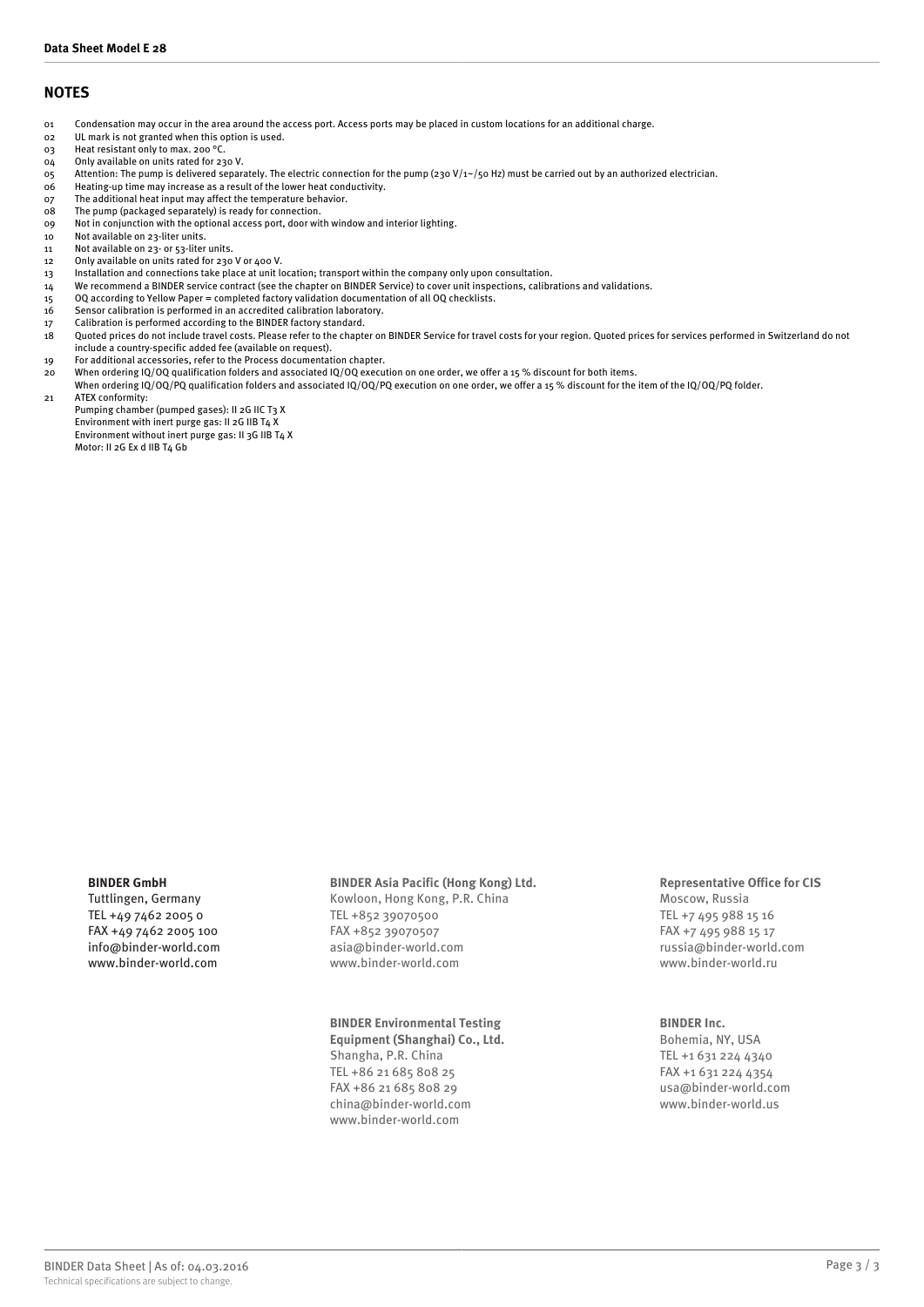## NOTES

01 Condensation may occur in the area around the access port. Access ports may be placed in custom locations for an additional charge.
02 UL mark is not granted when this option is used.
03 Heat resistant only to max. 200 °C.
04 Only available on units rated for 230 V.
05 Attention: The pump is delivered separately. The electric connection for the pump (230 V/1~/50 Hz) must be carried out by an authorized electrician.
06 Heating-up time may increase as a result of the lower heat conductivity.
07 The additional heat input may affect the temperature behavior.
08 The pump (packaged separately) is ready for connection.
09 Not in conjunction with the optional access port, door with window and interior lighting.
10 Not available on 23-liter units.
11 Not available on 23- or 53-liter units.
12 Only available on units rated for 230 V or 400 V.
13 Installation and connections take place at unit location; transport within the company only upon consultation.
14 We recommend a BINDER service contract (see the chapter on BINDER Service) to cover unit inspections, calibrations and validations.
15 OQ according to Yellow Paper = completed factory validation documentation of all OQ checklists.
16 Sensor calibration is performed in an accredited calibration laboratory.
17 Calibration is performed according to the BINDER factory standard.
18 Quoted prices do not include travel costs. Please refer to the chapter on BINDER Service for travel costs for your region. Quoted prices for services performed in Switzerland do not include a country-specific added fee (available on request).
19 For additional accessories, refer to the Process documentation chapter.
20 When ordering IQ/OQ qualification folders and associated IQ/OQ execution on one order, we offer a 15 % discount for both items.
When ordering IQ/OQ/PQ qualification folders and associated IQ/OQ/PQ execution on one order, we offer a 15 % discount for the item of the IQ/OQ/PQ folder.
21 ATEX conformity:
Pumping chamber (pumped gases): II 2G IIC T3 X
Environment with inert purge gas: II 2G IIB T4 X
Environment without inert purge gas: II 3G IIB T4 X
Motor: II 2G Ex d IIB T4 Gb

**BINDER GmbH**
Tuttlingen, Germany
TEL +49 7462 2005 0
FAX +49 7462 2005 100
info@binder-world.com
www.binder-world.com

**BINDER Asia Pacific (Hong Kong) Ltd.**
Kowloon, Hong Kong, P.R. China
TEL +852 39070500
FAX +852 39070507
asia@binder-world.com
www.binder-world.com

**BINDER Environmental Testing Equipment (Shanghai) Co., Ltd.**
Shangha, P.R. China
TEL +86 21 685 808 25
FAX +86 21 685 808 29
china@binder-world.com
www.binder-world.com

**Representative Office for CIS**
Moscow, Russia
TEL +7 495 988 15 16
FAX +7 495 988 15 17
russia@binder-world.com
www.binder-world.ru

**BINDER Inc.**
Bohemia, NY, USA
TEL +1 631 224 4340
FAX +1 631 224 4354
usa@binder-world.com
www.binder-world.us

BINDER Data Sheet | As of: 04.03.2016
Technical specifications are subject to change.